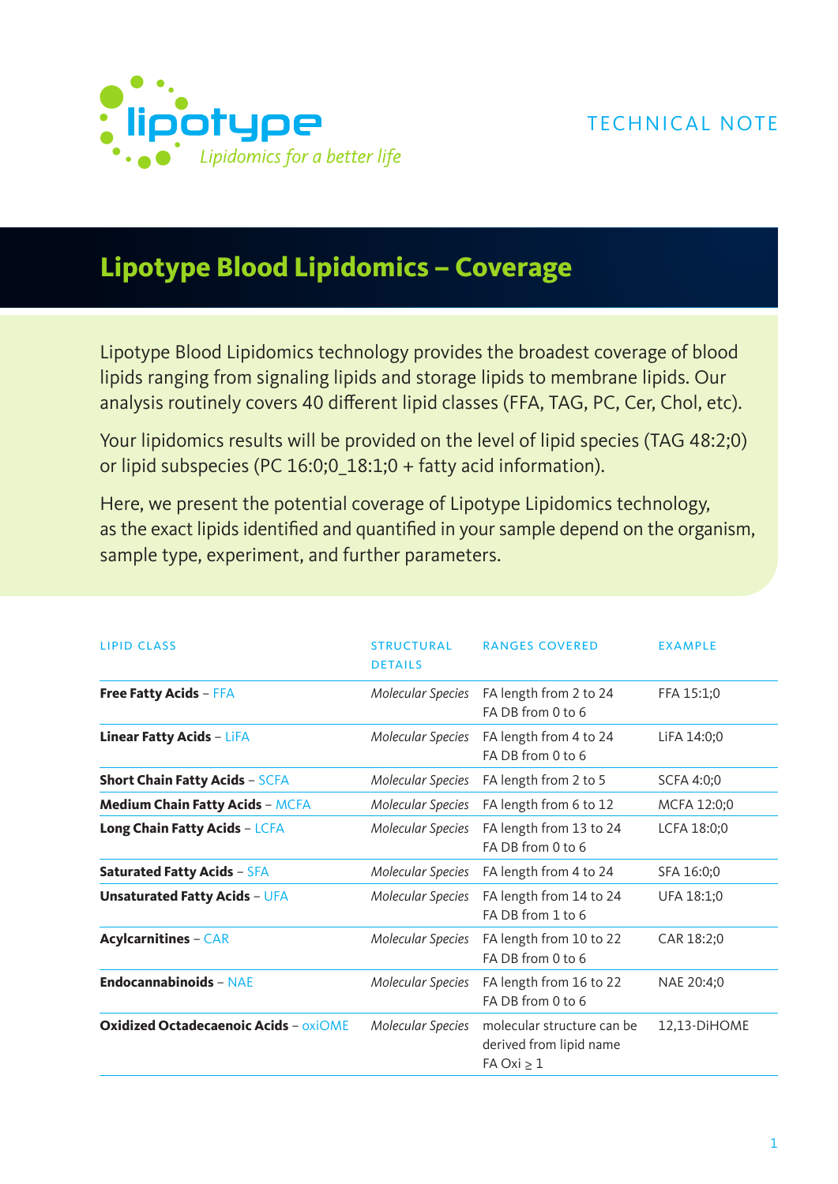lipotype
*Lipidomics for a better life*

TECHNICAL NOTE

# Lipotype Blood Lipidomics – Coverage

Lipotype Blood Lipidomics technology provides the broadest coverage of blood lipids ranging from signaling lipids and storage lipids to membrane lipids. Our analysis routinely covers 40 different lipid classes (FFA, TAG, PC, Cer, Chol, etc).

Your lipidomics results will be provided on the level of lipid species (TAG 48:2;0) or lipid subspecies (PC 16:0;0_18:1;0 + fatty acid information).

Here, we present the potential coverage of Lipotype Lipidomics technology, as the exact lipids identified and quantified in your sample depend on the organism, sample type, experiment, and further parameters.

| LIPID CLASS | STRUCTURAL DETAILS | RANGES COVERED | EXAMPLE |
|---|---|---|---|
| **Free Fatty Acids** – FFA | *Molecular Species* | FA length from 2 to 24<br>FA DB from 0 to 6 | FFA 15:1;0 |
| **Linear Fatty Acids** – LiFA | *Molecular Species* | FA length from 4 to 24<br>FA DB from 0 to 6 | LiFA 14:0;0 |
| **Short Chain Fatty Acids** – SCFA | *Molecular Species* | FA length from 2 to 5 | SCFA 4:0;0 |
| **Medium Chain Fatty Acids** – MCFA | *Molecular Species* | FA length from 6 to 12 | MCFA 12:0;0 |
| **Long Chain Fatty Acids** – LCFA | *Molecular Species* | FA length from 13 to 24<br>FA DB from 0 to 6 | LCFA 18:0;0 |
| **Saturated Fatty Acids** – SFA | *Molecular Species* | FA length from 4 to 24 | SFA 16:0;0 |
| **Unsaturated Fatty Acids** – UFA | *Molecular Species* | FA length from 14 to 24<br>FA DB from 1 to 6 | UFA 18:1;0 |
| **Acylcarnitines** – CAR | *Molecular Species* | FA length from 10 to 22<br>FA DB from 0 to 6 | CAR 18:2;0 |
| **Endocannabinoids** – NAE | *Molecular Species* | FA length from 16 to 22<br>FA DB from 0 to 6 | NAE 20:4;0 |
| **Oxidized Octadecaenoic Acids** – oxiOME | *Molecular Species* | molecular structure can be derived from lipid name<br>FA Oxi ≥ 1 | 12,13-DiHOME |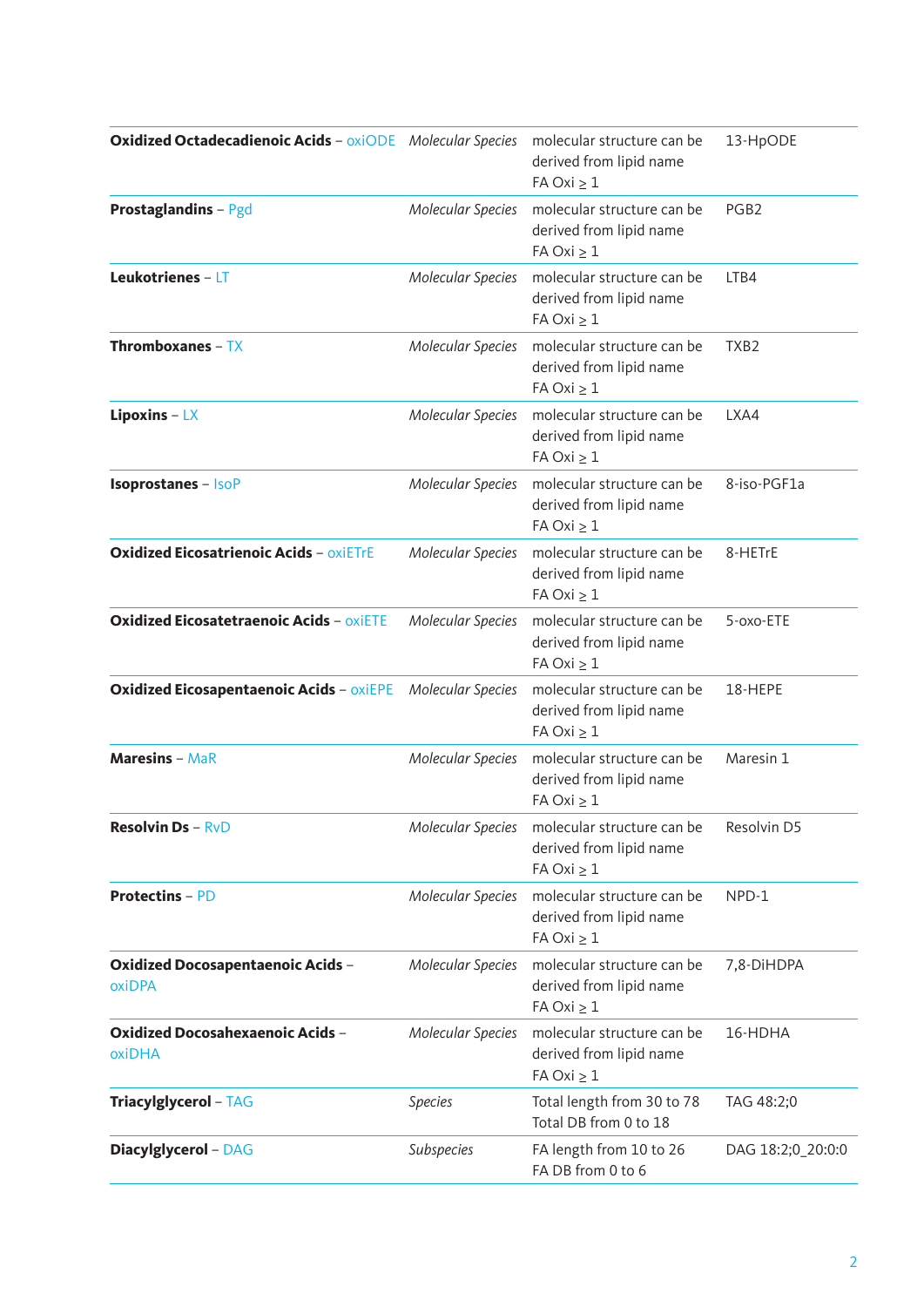| | | | |
|---|---|---|---|
| **Oxidized Octadecadienoic Acids** – oxiODE | *Molecular Species* | molecular structure can be derived from lipid name FA Oxi ≥ 1 | 13-HpODE |
| **Prostaglandins** – Pgd | *Molecular Species* | molecular structure can be derived from lipid name FA Oxi ≥ 1 | PGB2 |
| **Leukotrienes** – LT | *Molecular Species* | molecular structure can be derived from lipid name FA Oxi ≥ 1 | LTB4 |
| **Thromboxanes** – TX | *Molecular Species* | molecular structure can be derived from lipid name FA Oxi ≥ 1 | TXB2 |
| **Lipoxins** – LX | *Molecular Species* | molecular structure can be derived from lipid name FA Oxi ≥ 1 | LXA4 |
| **Isoprostanes** – IsoP | *Molecular Species* | molecular structure can be derived from lipid name FA Oxi ≥ 1 | 8-iso-PGF1a |
| **Oxidized Eicosatrienoic Acids** – oxiETrE | *Molecular Species* | molecular structure can be derived from lipid name FA Oxi ≥ 1 | 8-HETrE |
| **Oxidized Eicosatetraenoic Acids** – oxiETE | *Molecular Species* | molecular structure can be derived from lipid name FA Oxi ≥ 1 | 5-oxo-ETE |
| **Oxidized Eicosapentaenoic Acids** – oxiEPE | *Molecular Species* | molecular structure can be derived from lipid name FA Oxi ≥ 1 | 18-HEPE |
| **Maresins** – MaR | *Molecular Species* | molecular structure can be derived from lipid name FA Oxi ≥ 1 | Maresin 1 |
| **Resolvin Ds** – RvD | *Molecular Species* | molecular structure can be derived from lipid name FA Oxi ≥ 1 | Resolvin D5 |
| **Protectins** – PD | *Molecular Species* | molecular structure can be derived from lipid name FA Oxi ≥ 1 | NPD-1 |
| **Oxidized Docosapentaenoic Acids** – oxiDPA | *Molecular Species* | molecular structure can be derived from lipid name FA Oxi ≥ 1 | 7,8-DiHDPA |
| **Oxidized Docosahexaenoic Acids** – oxiDHA | *Molecular Species* | molecular structure can be derived from lipid name FA Oxi ≥ 1 | 16-HDHA |
| **Triacylglycerol** – TAG | *Species* | Total length from 30 to 78 Total DB from 0 to 18 | TAG 48:2;0 |
| **Diacylglycerol** – DAG | *Subspecies* | FA length from 10 to 26 FA DB from 0 to 6 | DAG 18:2;0_20:0:0 |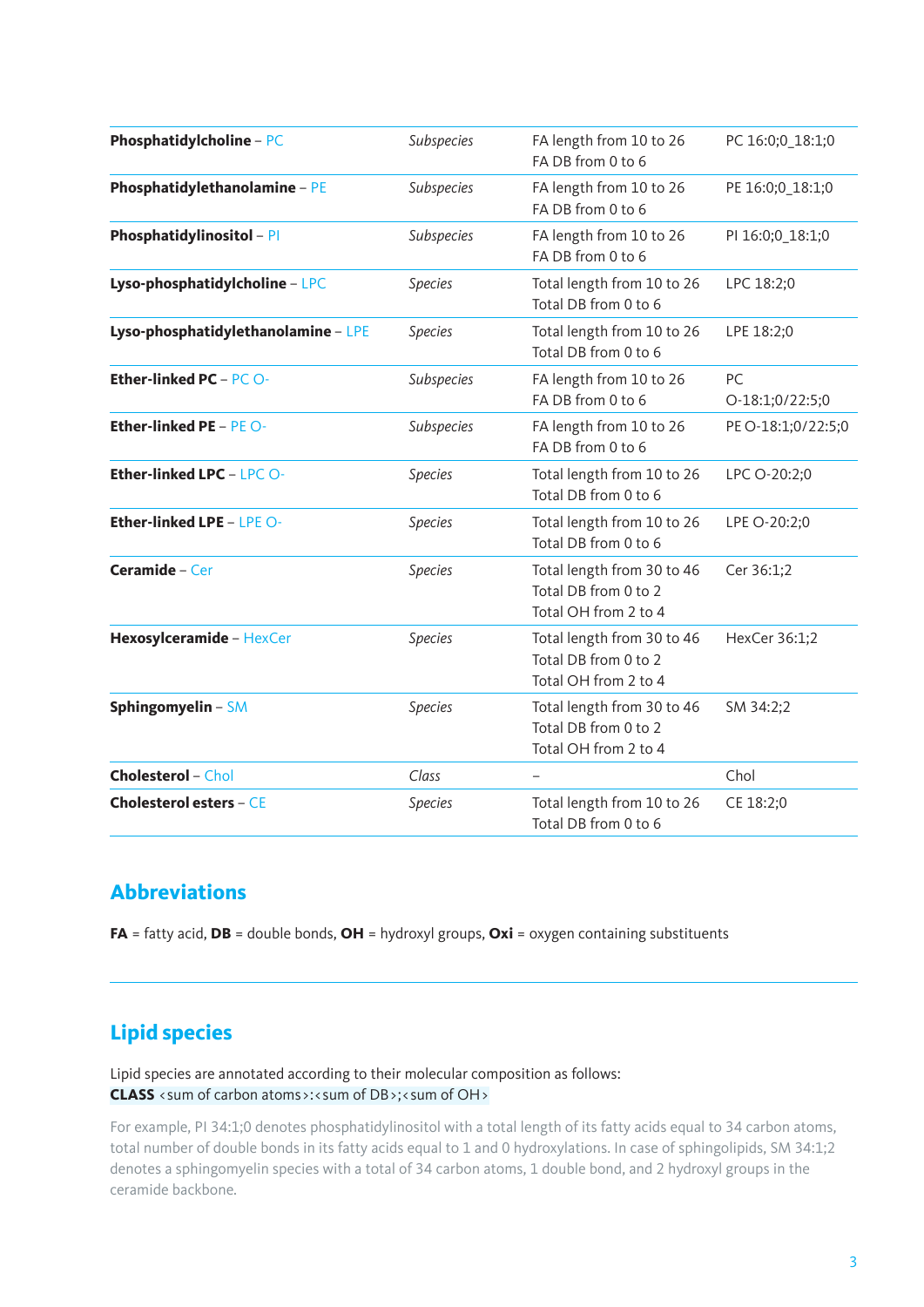| | | | |
|---|---|---|---|
| **Phosphatidylcholine** – PC | *Subspecies* | FA length from 10 to 26<br>FA DB from 0 to 6 | PC 16:0;0_18:1;0 |
| **Phosphatidylethanolamine** – PE | *Subspecies* | FA length from 10 to 26<br>FA DB from 0 to 6 | PE 16:0;0_18:1;0 |
| **Phosphatidylinositol** – PI | *Subspecies* | FA length from 10 to 26<br>FA DB from 0 to 6 | PI 16:0;0_18:1;0 |
| **Lyso-phosphatidylcholine** – LPC | *Species* | Total length from 10 to 26<br>Total DB from 0 to 6 | LPC 18:2;0 |
| **Lyso-phosphatidylethanolamine** – LPE | *Species* | Total length from 10 to 26<br>Total DB from 0 to 6 | LPE 18:2;0 |
| **Ether-linked PC** – PC O- | *Subspecies* | FA length from 10 to 26<br>FA DB from 0 to 6 | PC O-18:1;0/22:5;0 |
| **Ether-linked PE** – PE O- | *Subspecies* | FA length from 10 to 26<br>FA DB from 0 to 6 | PE O-18:1;0/22:5;0 |
| **Ether-linked LPC** – LPC O- | *Species* | Total length from 10 to 26<br>Total DB from 0 to 6 | LPC O-20:2;0 |
| **Ether-linked LPE** – LPE O- | *Species* | Total length from 10 to 26<br>Total DB from 0 to 6 | LPE O-20:2;0 |
| **Ceramide** – Cer | *Species* | Total length from 30 to 46<br>Total DB from 0 to 2<br>Total OH from 2 to 4 | Cer 36:1;2 |
| **Hexosylceramide** – HexCer | *Species* | Total length from 30 to 46<br>Total DB from 0 to 2<br>Total OH from 2 to 4 | HexCer 36:1;2 |
| **Sphingomyelin** – SM | *Species* | Total length from 30 to 46<br>Total DB from 0 to 2<br>Total OH from 2 to 4 | SM 34:2;2 |
| **Cholesterol** – Chol | *Class* | – | Chol |
| **Cholesterol esters** – CE | *Species* | Total length from 10 to 26<br>Total DB from 0 to 6 | CE 18:2;0 |

## Abbreviations

**FA** = fatty acid, **DB** = double bonds, **OH** = hydroxyl groups, **Oxi** = oxygen containing substituents

## Lipid species

Lipid species are annotated according to their molecular composition as follows:
**CLASS** <sum of carbon atoms>:<sum of DB>;<sum of OH>

For example, PI 34:1;0 denotes phosphatidylinositol with a total length of its fatty acids equal to 34 carbon atoms, total number of double bonds in its fatty acids equal to 1 and 0 hydroxylations. In case of sphingolipids, SM 34:1;2 denotes a sphingomyelin species with a total of 34 carbon atoms, 1 double bond, and 2 hydroxyl groups in the ceramide backbone.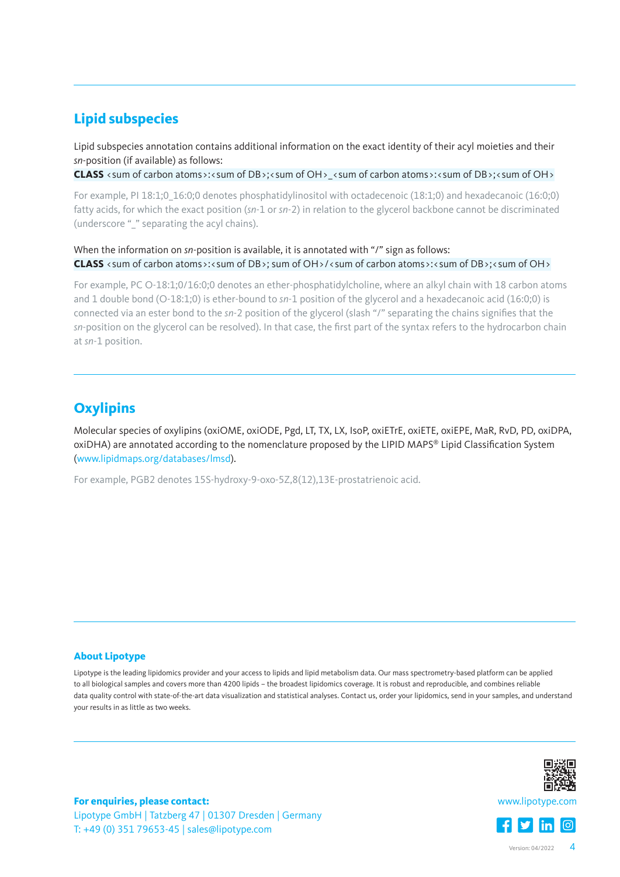## Lipid subspecies

Lipid subspecies annotation contains additional information on the exact identity of their acyl moieties and their *sn*-position (if available) as follows:

**CLASS** <sum of carbon atoms>:<sum of DB>;<sum of OH>_<sum of carbon atoms>:<sum of DB>;<sum of OH>

For example, PI 18:1;0_16:0;0 denotes phosphatidylinositol with octadecenoic (18:1;0) and hexadecanoic (16:0;0) fatty acids, for which the exact position (*sn*-1 or *sn*-2) in relation to the glycerol backbone cannot be discriminated (underscore "_" separating the acyl chains).

When the information on *sn*-position is available, it is annotated with "/" sign as follows:

**CLASS** <sum of carbon atoms>:<sum of DB>; sum of OH>/<sum of carbon atoms>:<sum of DB>;<sum of OH>

For example, PC O-18:1;0/16:0;0 denotes an ether-phosphatidylcholine, where an alkyl chain with 18 carbon atoms and 1 double bond (O-18:1;0) is ether-bound to *sn*-1 position of the glycerol and a hexadecanoic acid (16:0;0) is connected via an ester bond to the *sn*-2 position of the glycerol (slash "/" separating the chains signifies that the *sn*-position on the glycerol can be resolved). In that case, the first part of the syntax refers to the hydrocarbon chain at *sn*-1 position.

## Oxylipins

Molecular species of oxylipins (oxiOME, oxiODE, Pgd, LT, TX, LX, IsoP, oxiETrE, oxiETE, oxiEPE, MaR, RvD, PD, oxiDPA, oxiDHA) are annotated according to the nomenclature proposed by the LIPID MAPS® Lipid Classification System (www.lipidmaps.org/databases/lmsd).

For example, PGB2 denotes 15S-hydroxy-9-oxo-5Z,8(12),13E-prostatrienoic acid.

### About Lipotype

Lipotype is the leading lipidomics provider and your access to lipids and lipid metabolism data. Our mass spectrometry-based platform can be applied to all biological samples and covers more than 4200 lipids – the broadest lipidomics coverage. It is robust and reproducible, and combines reliable data quality control with state-of-the-art data visualization and statistical analyses. Contact us, order your lipidomics, send in your samples, and understand your results in as little as two weeks.

**For enquiries, please contact:**
Lipotype GmbH | Tatzberg 47 | 01307 Dresden | Germany
T: +49 (0) 351 79653-45 | sales@lipotype.com

www.lipotype.com

Version: 04/2022